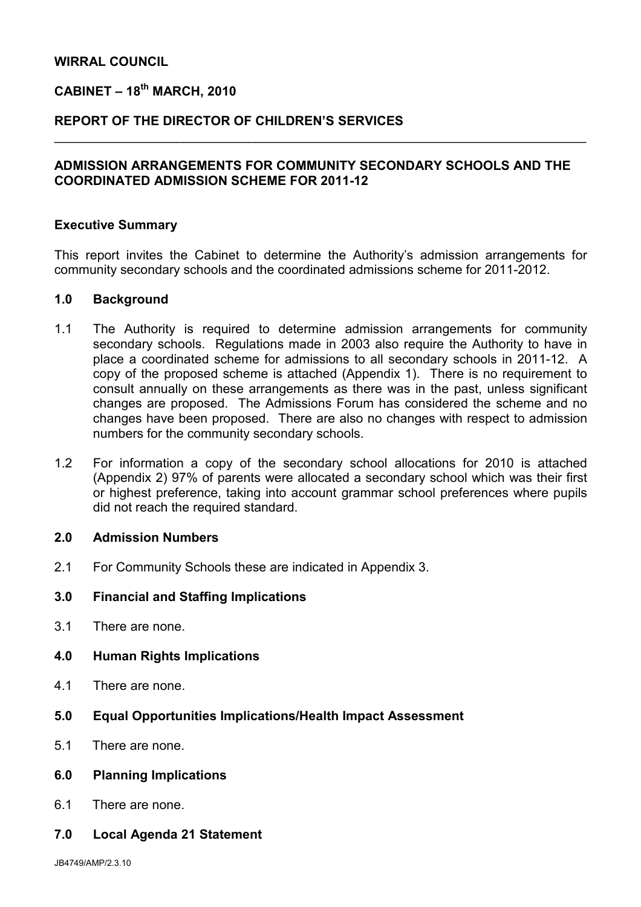**WIRRAL COUNCIL**

**CABINET – 18th MARCH, 2010**

**REPORT OF THE DIRECTOR OF CHILDREN'S SERVICES**

---

**ADMISSION ARRANGEMENTS FOR COMMUNITY SECONDARY SCHOOLS AND THE COORDINATED ADMISSION SCHEME FOR 2011-12**

**Executive Summary**

This report invites the Cabinet to determine the Authority's admission arrangements for community secondary schools and the coordinated admissions scheme for 2011-2012.

**1.0 Background**

1.1 The Authority is required to determine admission arrangements for community secondary schools. Regulations made in 2003 also require the Authority to have in place a coordinated scheme for admissions to all secondary schools in 2011-12. A copy of the proposed scheme is attached (Appendix 1). There is no requirement to consult annually on these arrangements as there was in the past, unless significant changes are proposed. The Admissions Forum has considered the scheme and no changes have been proposed. There are also no changes with respect to admission numbers for the community secondary schools.

1.2 For information a copy of the secondary school allocations for 2010 is attached (Appendix 2) 97% of parents were allocated a secondary school which was their first or highest preference, taking into account grammar school preferences where pupils did not reach the required standard.

**2.0 Admission Numbers**

2.1 For Community Schools these are indicated in Appendix 3.

**3.0 Financial and Staffing Implications**

3.1 There are none.

**4.0 Human Rights Implications**

4.1 There are none.

**5.0 Equal Opportunities Implications/Health Impact Assessment**

5.1 There are none.

**6.0 Planning Implications**

6.1 There are none.

**7.0 Local Agenda 21 Statement**

JB4749/AMP/2.3.10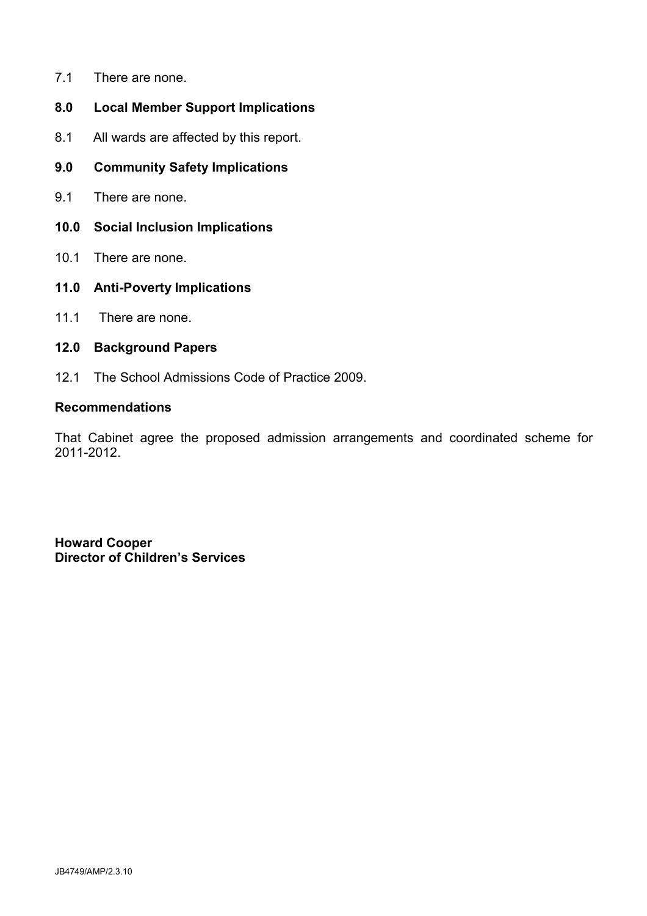7.1 There are none.

## 8.0 Local Member Support Implications

8.1 All wards are affected by this report.

## 9.0 Community Safety Implications

9.1 There are none.

## 10.0 Social Inclusion Implications

10.1 There are none.

## 11.0 Anti-Poverty Implications

11.1 There are none.

## 12.0 Background Papers

12.1 The School Admissions Code of Practice 2009.

## Recommendations

That Cabinet agree the proposed admission arrangements and coordinated scheme for 2011-2012.

**Howard Cooper**
**Director of Children's Services**

JB4749/AMP/2.3.10